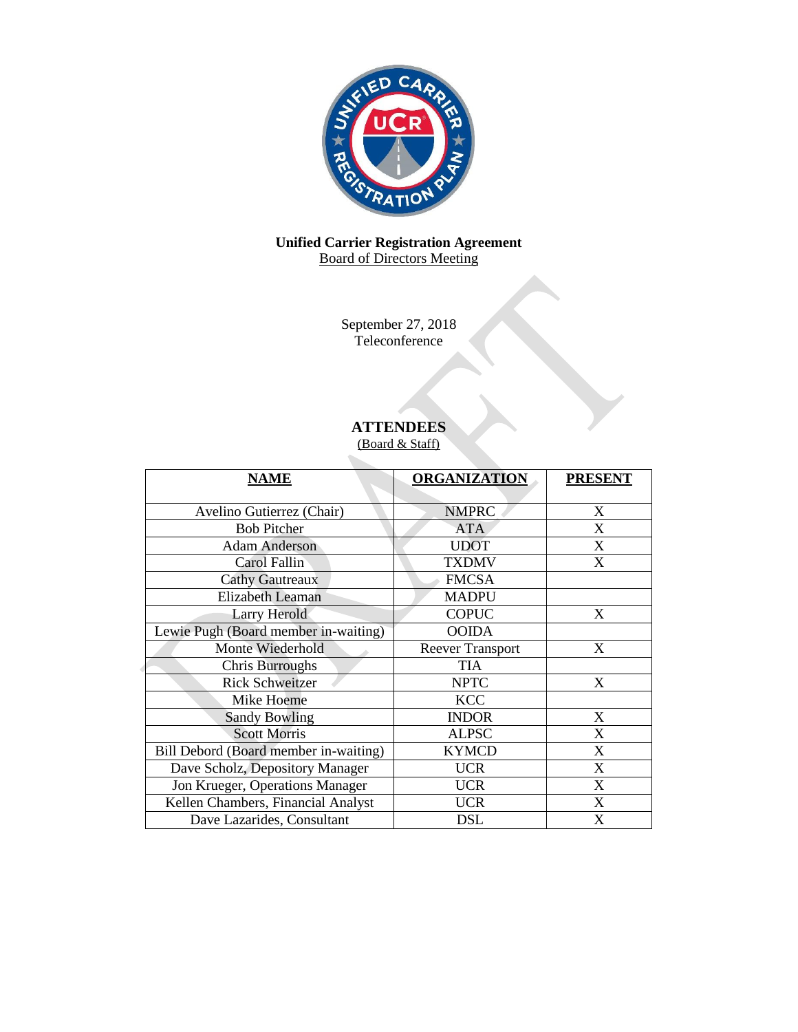**Unified Carrier Registration Agreement**
Board of Directors Meeting

September 27, 2018
Teleconference

## ATTENDEES

(Board & Staff)

| NAME | ORGANIZATION | PRESENT |
|---|---|---|
| Avelino Gutierrez (Chair) | NMPRC | X |
| Bob Pitcher | ATA | X |
| Adam Anderson | UDOT | X |
| Carol Fallin | TXDMV | X |
| Cathy Gautreaux | FMCSA | |
| Elizabeth Leaman | MADPU | |
| Larry Herold | COPUC | X |
| Lewie Pugh (Board member in-waiting) | OOIDA | |
| Monte Wiederhold | Reever Transport | X |
| Chris Burroughs | TIA | |
| Rick Schweitzer | NPTC | X |
| Mike Hoeme | KCC | |
| Sandy Bowling | INDOR | X |
| Scott Morris | ALPSC | X |
| Bill Debord (Board member in-waiting) | KYMCD | X |
| Dave Scholz, Depository Manager | UCR | X |
| Jon Krueger, Operations Manager | UCR | X |
| Kellen Chambers, Financial Analyst | UCR | X |
| Dave Lazarides, Consultant | DSL | X |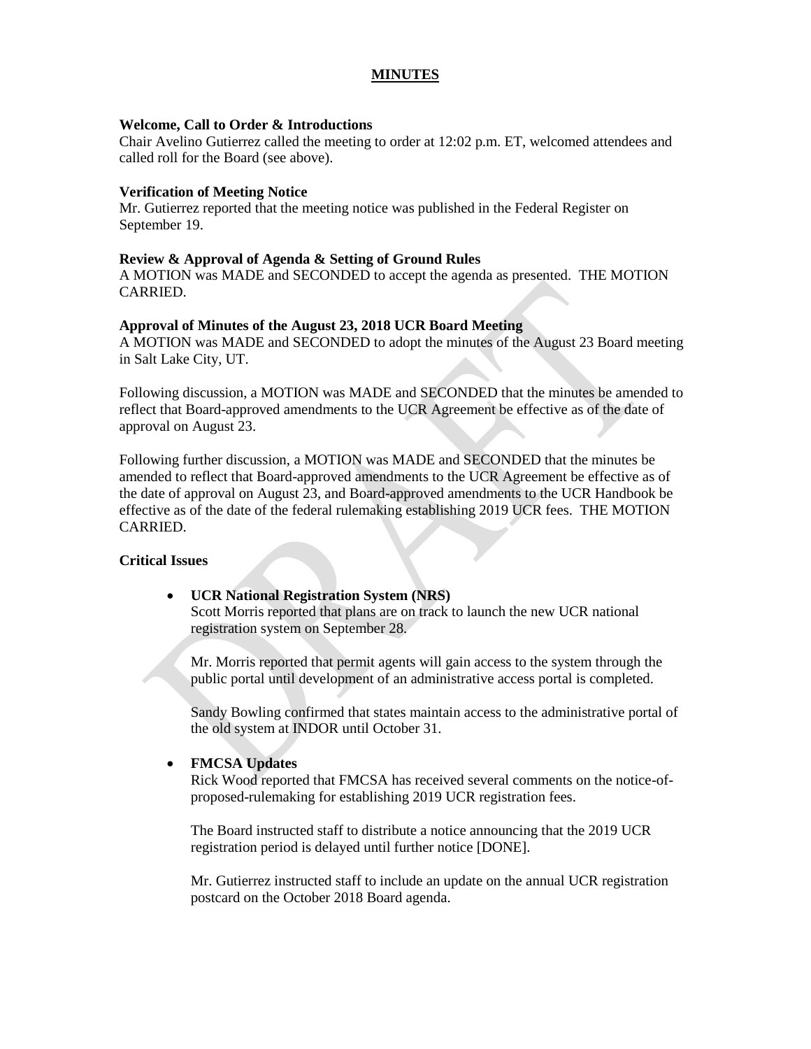## MINUTES

**Welcome, Call to Order & Introductions**

Chair Avelino Gutierrez called the meeting to order at 12:02 p.m. ET, welcomed attendees and called roll for the Board (see above).

**Verification of Meeting Notice**

Mr. Gutierrez reported that the meeting notice was published in the Federal Register on September 19.

**Review & Approval of Agenda & Setting of Ground Rules**

A MOTION was MADE and SECONDED to accept the agenda as presented. THE MOTION CARRIED.

**Approval of Minutes of the August 23, 2018 UCR Board Meeting**

A MOTION was MADE and SECONDED to adopt the minutes of the August 23 Board meeting in Salt Lake City, UT.

Following discussion, a MOTION was MADE and SECONDED that the minutes be amended to reflect that Board-approved amendments to the UCR Agreement be effective as of the date of approval on August 23.

Following further discussion, a MOTION was MADE and SECONDED that the minutes be amended to reflect that Board-approved amendments to the UCR Agreement be effective as of the date of approval on August 23, and Board-approved amendments to the UCR Handbook be effective as of the date of the federal rulemaking establishing 2019 UCR fees. THE MOTION CARRIED.

**Critical Issues**

- **UCR National Registration System (NRS)**

  Scott Morris reported that plans are on track to launch the new UCR national registration system on September 28.

  Mr. Morris reported that permit agents will gain access to the system through the public portal until development of an administrative access portal is completed.

  Sandy Bowling confirmed that states maintain access to the administrative portal of the old system at INDOR until October 31.

- **FMCSA Updates**

  Rick Wood reported that FMCSA has received several comments on the notice-of-proposed-rulemaking for establishing 2019 UCR registration fees.

  The Board instructed staff to distribute a notice announcing that the 2019 UCR registration period is delayed until further notice [DONE].

  Mr. Gutierrez instructed staff to include an update on the annual UCR registration postcard on the October 2018 Board agenda.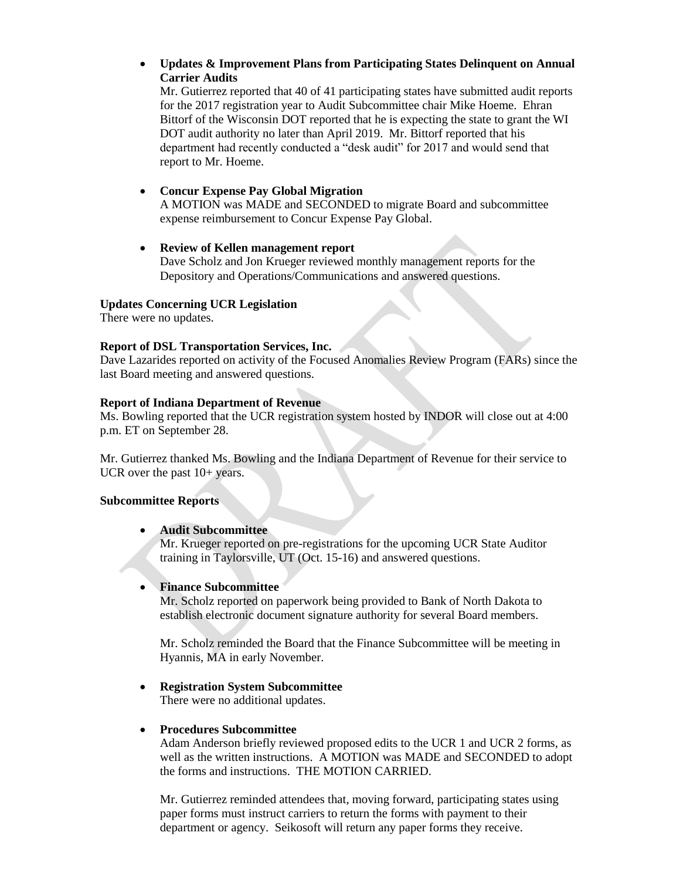- **Updates & Improvement Plans from Participating States Delinquent on Annual Carrier Audits**
  Mr. Gutierrez reported that 40 of 41 participating states have submitted audit reports for the 2017 registration year to Audit Subcommittee chair Mike Hoeme. Ehran Bittorf of the Wisconsin DOT reported that he is expecting the state to grant the WI DOT audit authority no later than April 2019. Mr. Bittorf reported that his department had recently conducted a "desk audit" for 2017 and would send that report to Mr. Hoeme.

- **Concur Expense Pay Global Migration**
  A MOTION was MADE and SECONDED to migrate Board and subcommittee expense reimbursement to Concur Expense Pay Global.

- **Review of Kellen management report**
  Dave Scholz and Jon Krueger reviewed monthly management reports for the Depository and Operations/Communications and answered questions.

**Updates Concerning UCR Legislation**
There were no updates.

**Report of DSL Transportation Services, Inc.**
Dave Lazarides reported on activity of the Focused Anomalies Review Program (FARs) since the last Board meeting and answered questions.

**Report of Indiana Department of Revenue**
Ms. Bowling reported that the UCR registration system hosted by INDOR will close out at 4:00 p.m. ET on September 28.

Mr. Gutierrez thanked Ms. Bowling and the Indiana Department of Revenue for their service to UCR over the past 10+ years.

**Subcommittee Reports**

- **Audit Subcommittee**
  Mr. Krueger reported on pre-registrations for the upcoming UCR State Auditor training in Taylorsville, UT (Oct. 15-16) and answered questions.

- **Finance Subcommittee**
  Mr. Scholz reported on paperwork being provided to Bank of North Dakota to establish electronic document signature authority for several Board members.

  Mr. Scholz reminded the Board that the Finance Subcommittee will be meeting in Hyannis, MA in early November.

- **Registration System Subcommittee**
  There were no additional updates.

- **Procedures Subcommittee**
  Adam Anderson briefly reviewed proposed edits to the UCR 1 and UCR 2 forms, as well as the written instructions. A MOTION was MADE and SECONDED to adopt the forms and instructions. THE MOTION CARRIED.

  Mr. Gutierrez reminded attendees that, moving forward, participating states using paper forms must instruct carriers to return the forms with payment to their department or agency. Seikosoft will return any paper forms they receive.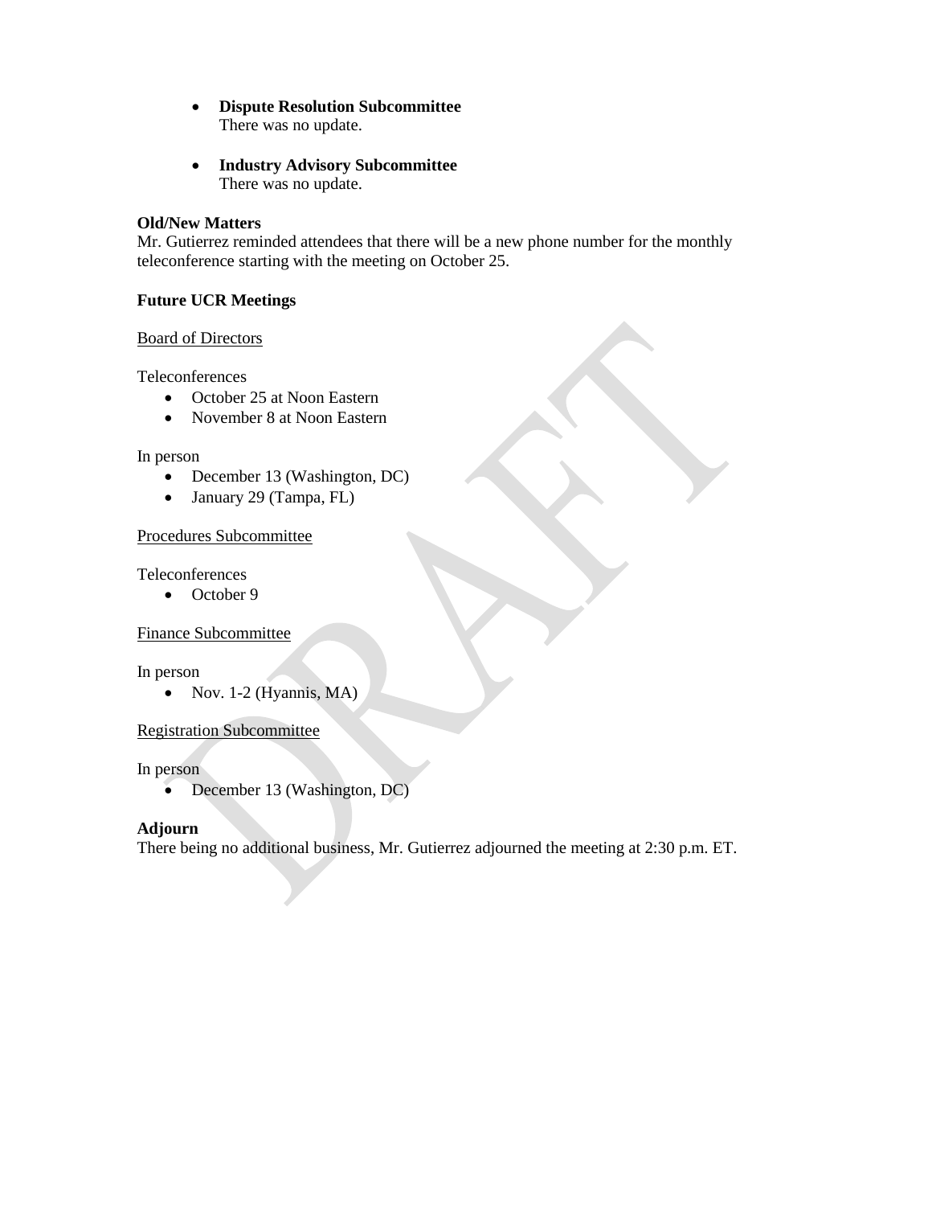- **Dispute Resolution Subcommittee**
  There was no update.

- **Industry Advisory Subcommittee**
  There was no update.

**Old/New Matters**
Mr. Gutierrez reminded attendees that there will be a new phone number for the monthly teleconference starting with the meeting on October 25.

**Future UCR Meetings**

<u>Board of Directors</u>

Teleconferences
- October 25 at Noon Eastern
- November 8 at Noon Eastern

In person
- December 13 (Washington, DC)
- January 29 (Tampa, FL)

<u>Procedures Subcommittee</u>

Teleconferences
- October 9

<u>Finance Subcommittee</u>

In person
- Nov. 1-2 (Hyannis, MA)

<u>Registration Subcommittee</u>

In person
- December 13 (Washington, DC)

**Adjourn**
There being no additional business, Mr. Gutierrez adjourned the meeting at 2:30 p.m. ET.